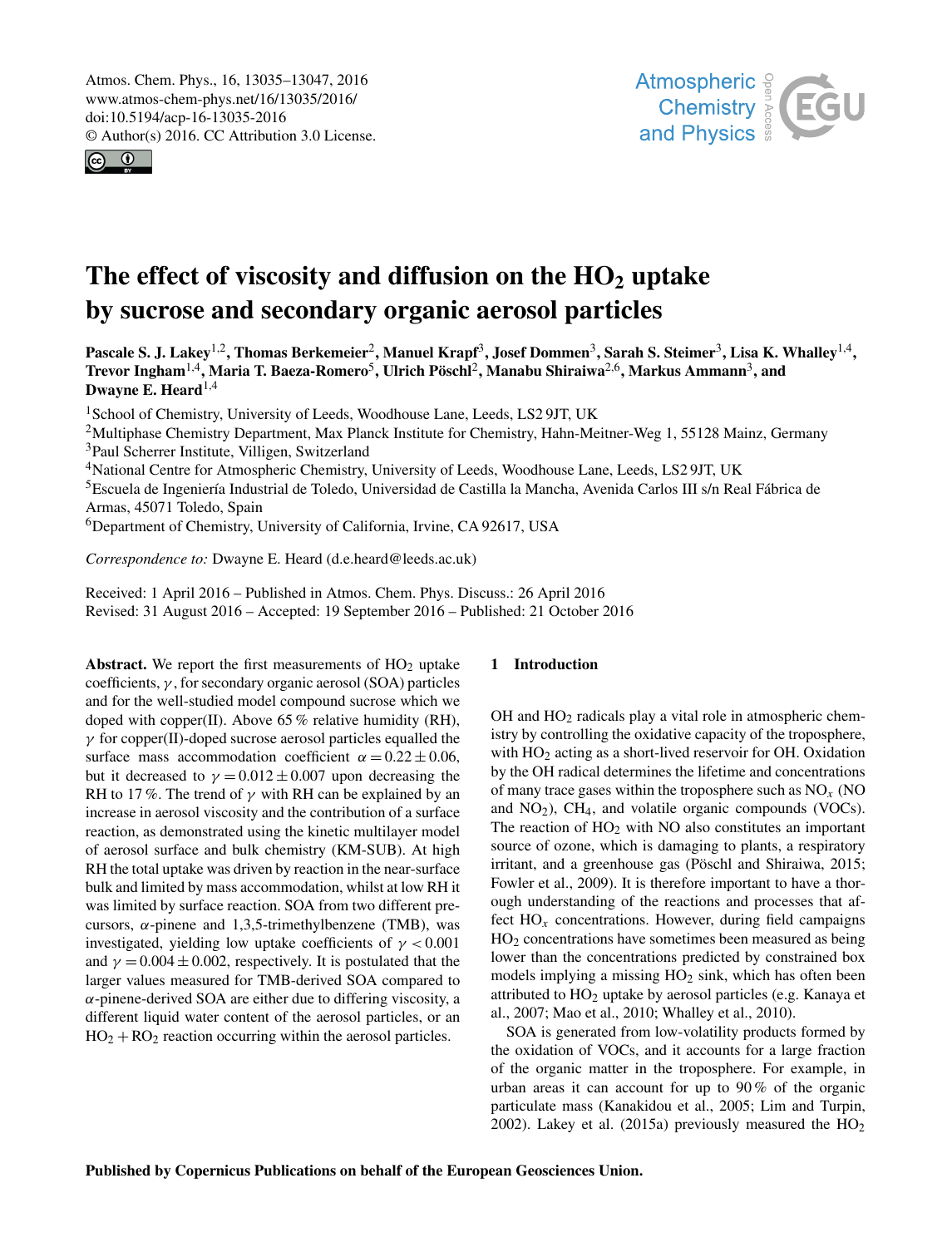# The effect of viscosity and diffusion on the $HO_2$ uptake by sucrose and secondary organic aerosol particles

**Pascale S. J. Lakey[1,2], Thomas Berkemeier[2], Manuel Krapf[3], Josef Dommen[3], Sarah S. Steimer[3], Lisa K. Whalley[1,4], Trevor Ingham[1,4], Maria T. Baeza-Romero[5], Ulrich Pöschl[2], Manabu Shiraiwa[2,6], Markus Ammann[3], and Dwayne E. Heard[1,4]**

[1]School of Chemistry, University of Leeds, Woodhouse Lane, Leeds, LS2 9JT, UK
[2]Multiphase Chemistry Department, Max Planck Institute for Chemistry, Hahn-Meitner-Weg 1, 55128 Mainz, Germany
[3]Paul Scherrer Institute, Villigen, Switzerland
[4]National Centre for Atmospheric Chemistry, University of Leeds, Woodhouse Lane, Leeds, LS2 9JT, UK
[5]Escuela de Ingeniería Industrial de Toledo, Universidad de Castilla la Mancha, Avenida Carlos III s/n Real Fábrica de Armas, 45071 Toledo, Spain
[6]Department of Chemistry, University of California, Irvine, CA 92617, USA

*Correspondence to:* Dwayne E. Heard (d.e.heard@leeds.ac.uk)

Received: 1 April 2016 – Published in Atmos. Chem. Phys. Discuss.: 26 April 2016
Revised: 31 August 2016 – Accepted: 19 September 2016 – Published: 21 October 2016

**Abstract.** We report the first measurements of $HO_2$ uptake coefficients, $\gamma$, for secondary organic aerosol (SOA) particles and for the well-studied model compound sucrose which we doped with copper(II). Above 65 % relative humidity (RH), $\gamma$ for copper(II)-doped sucrose aerosol particles equalled the surface mass accommodation coefficient $\alpha = 0.22 \pm 0.06$, but it decreased to $\gamma = 0.012 \pm 0.007$ upon decreasing the RH to 17 %. The trend of $\gamma$ with RH can be explained by an increase in aerosol viscosity and the contribution of a surface reaction, as demonstrated using the kinetic multilayer model of aerosol surface and bulk chemistry (KM-SUB). At high RH the total uptake was driven by reaction in the near-surface bulk and limited by mass accommodation, whilst at low RH it was limited by surface reaction. SOA from two different precursors, $\alpha$-pinene and 1,3,5-trimethylbenzene (TMB), was investigated, yielding low uptake coefficients of $\gamma < 0.001$ and $\gamma = 0.004 \pm 0.002$, respectively. It is postulated that the larger values measured for TMB-derived SOA compared to $\alpha$-pinene-derived SOA are either due to differing viscosity, a different liquid water content of the aerosol particles, or an $HO_2 + RO_2$ reaction occurring within the aerosol particles.

## 1 Introduction

OH and $HO_2$ radicals play a vital role in atmospheric chemistry by controlling the oxidative capacity of the troposphere, with $HO_2$ acting as a short-lived reservoir for OH. Oxidation by the OH radical determines the lifetime and concentrations of many trace gases within the troposphere such as $NO_x$ (NO and $NO_2$), $CH_4$, and volatile organic compounds (VOCs). The reaction of $HO_2$ with NO also constitutes an important source of ozone, which is damaging to plants, a respiratory irritant, and a greenhouse gas (Pöschl and Shiraiwa, 2015; Fowler et al., 2009). It is therefore important to have a thorough understanding of the reactions and processes that affect $HO_x$ concentrations. However, during field campaigns $HO_2$ concentrations have sometimes been measured as being lower than the concentrations predicted by constrained box models implying a missing $HO_2$ sink, which has often been attributed to $HO_2$ uptake by aerosol particles (e.g. Kanaya et al., 2007; Mao et al., 2010; Whalley et al., 2010).

SOA is generated from low-volatility products formed by the oxidation of VOCs, and it accounts for a large fraction of the organic matter in the troposphere. For example, in urban areas it can account for up to 90 % of the organic particulate mass (Kanakidou et al., 2005; Lim and Turpin, 2002). Lakey et al. (2015a) previously measured the $HO_2$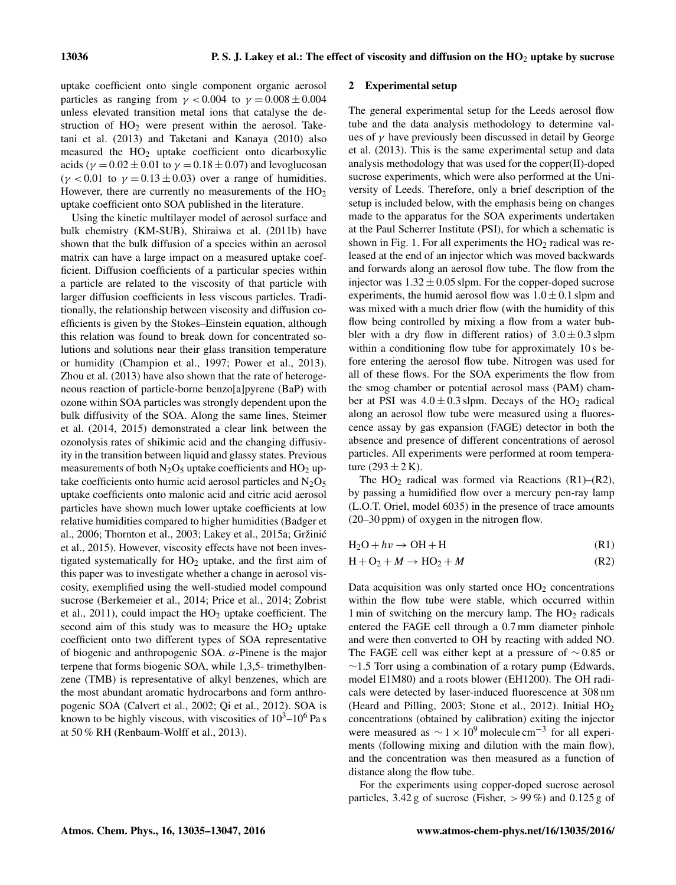uptake coefficient onto single component organic aerosol particles as ranging from $\gamma < 0.004$ to $\gamma = 0.008 \pm 0.004$ unless elevated transition metal ions that catalyse the destruction of $HO_2$ were present within the aerosol. Taketani et al. (2013) and Taketani and Kanaya (2010) also measured the $HO_2$ uptake coefficient onto dicarboxylic acids ($\gamma = 0.02 \pm 0.01$ to $\gamma = 0.18 \pm 0.07$) and levoglucosan ($\gamma < 0.01$ to $\gamma = 0.13 \pm 0.03$) over a range of humidities. However, there are currently no measurements of the $HO_2$ uptake coefficient onto SOA published in the literature.

Using the kinetic multilayer model of aerosol surface and bulk chemistry (KM-SUB), Shiraiwa et al. (2011b) have shown that the bulk diffusion of a species within an aerosol matrix can have a large impact on a measured uptake coefficient. Diffusion coefficients of a particular species within a particle are related to the viscosity of that particle with larger diffusion coefficients in less viscous particles. Traditionally, the relationship between viscosity and diffusion coefficients is given by the Stokes–Einstein equation, although this relation was found to break down for concentrated solutions and solutions near their glass transition temperature or humidity (Champion et al., 1997; Power et al., 2013). Zhou et al. (2013) have also shown that the rate of heterogeneous reaction of particle-borne benzo[a]pyrene (BaP) with ozone within SOA particles was strongly dependent upon the bulk diffusivity of the SOA. Along the same lines, Steimer et al. (2014, 2015) demonstrated a clear link between the ozonolysis rates of shikimic acid and the changing diffusivity in the transition between liquid and glassy states. Previous measurements of both $N_2O_5$ uptake coefficients and $HO_2$ uptake coefficients onto humic acid aerosol particles and $N_2O_5$ uptake coefficients onto malonic acid and citric acid aerosol particles have shown much lower uptake coefficients at low relative humidities compared to higher humidities (Badger et al., 2006; Thornton et al., 2003; Lakey et al., 2015a; Gržinić et al., 2015). However, viscosity effects have not been investigated systematically for $HO_2$ uptake, and the first aim of this paper was to investigate whether a change in aerosol viscosity, exemplified using the well-studied model compound sucrose (Berkemeier et al., 2014; Price et al., 2014; Zobrist et al., 2011), could impact the $HO_2$ uptake coefficient. The second aim of this study was to measure the $HO_2$ uptake coefficient onto two different types of SOA representative of biogenic and anthropogenic SOA. $\alpha$-Pinene is the major terpene that forms biogenic SOA, while 1,3,5- trimethylbenzene (TMB) is representative of alkyl benzenes, which are the most abundant aromatic hydrocarbons and form anthropogenic SOA (Calvert et al., 2002; Qi et al., 2012). SOA is known to be highly viscous, with viscosities of $10^3$–$10^6$ Pa s at 50 % RH (Renbaum-Wolff et al., 2013).

## 2 Experimental setup

The general experimental setup for the Leeds aerosol flow tube and the data analysis methodology to determine values of $\gamma$ have previously been discussed in detail by George et al. (2013). This is the same experimental setup and data analysis methodology that was used for the copper(II)-doped sucrose experiments, which were also performed at the University of Leeds. Therefore, only a brief description of the setup is included below, with the emphasis being on changes made to the apparatus for the SOA experiments undertaken at the Paul Scherrer Institute (PSI), for which a schematic is shown in Fig. 1. For all experiments the $HO_2$ radical was released at the end of an injector which was moved backwards and forwards along an aerosol flow tube. The flow from the injector was $1.32 \pm 0.05$ slpm. For the copper-doped sucrose experiments, the humid aerosol flow was $1.0 \pm 0.1$ slpm and was mixed with a much drier flow (with the humidity of this flow being controlled by mixing a flow from a water bubbler with a dry flow in different ratios) of $3.0 \pm 0.3$ slpm within a conditioning flow tube for approximately 10 s before entering the aerosol flow tube. Nitrogen was used for all of these flows. For the SOA experiments the flow from the smog chamber or potential aerosol mass (PAM) chamber at PSI was $4.0 \pm 0.3$ slpm. Decays of the $HO_2$ radical along an aerosol flow tube were measured using a fluorescence assay by gas expansion (FAGE) detector in both the absence and presence of different concentrations of aerosol particles. All experiments were performed at room temperature ($293 \pm 2$ K).

The $HO_2$ radical was formed via Reactions (R1)–(R2), by passing a humidified flow over a mercury pen-ray lamp (L.O.T. Oriel, model 6035) in the presence of trace amounts (20–30 ppm) of oxygen in the nitrogen flow.

$$H_2O + h\nu \rightarrow OH + H \quad \text{(R1)}$$

$$H + O_2 + M \rightarrow HO_2 + M \quad \text{(R2)}$$

Data acquisition was only started once $HO_2$ concentrations within the flow tube were stable, which occurred within 1 min of switching on the mercury lamp. The $HO_2$ radicals entered the FAGE cell through a 0.7 mm diameter pinhole and were then converted to OH by reacting with added NO. The FAGE cell was either kept at a pressure of $\sim 0.85$ or $\sim 1.5$ Torr using a combination of a rotary pump (Edwards, model E1M80) and a roots blower (EH1200). The OH radicals were detected by laser-induced fluorescence at 308 nm (Heard and Pilling, 2003; Stone et al., 2012). Initial $HO_2$ concentrations (obtained by calibration) exiting the injector were measured as $\sim 1 \times 10^9$ molecule cm$^{-3}$ for all experiments (following mixing and dilution with the main flow), and the concentration was then measured as a function of distance along the flow tube.

For the experiments using copper-doped sucrose aerosol particles, 3.42 g of sucrose (Fisher, > 99 %) and 0.125 g of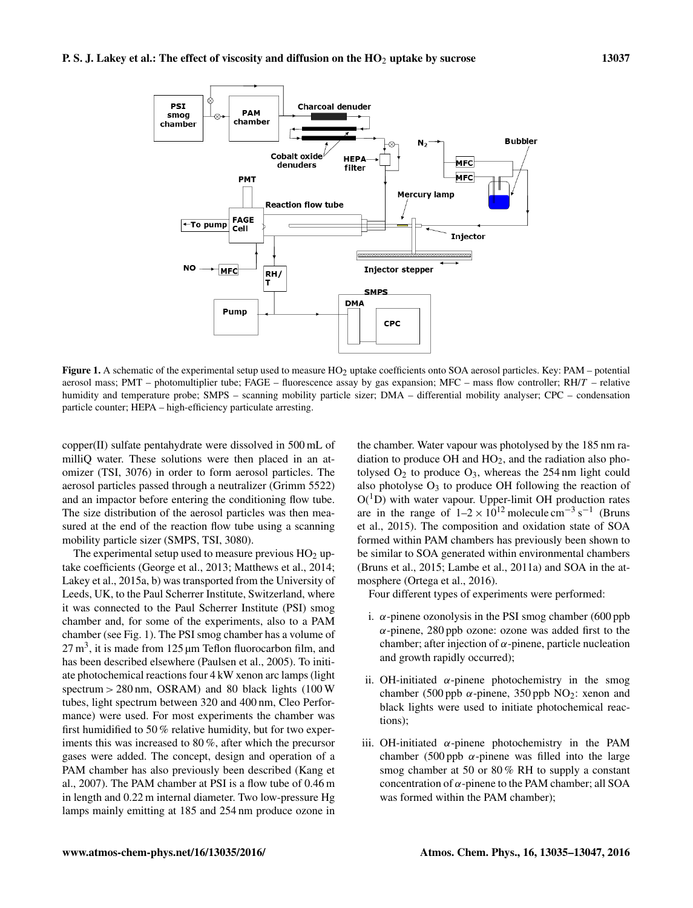Figure 1. A schematic of the experimental setup used to measure $HO_2$ uptake coefficients onto SOA aerosol particles. Key: PAM – potential aerosol mass; PMT – photomultiplier tube; FAGE – fluorescence assay by gas expansion; MFC – mass flow controller; RH/$T$ – relative humidity and temperature probe; SMPS – scanning mobility particle sizer; DMA – differential mobility analyser; CPC – condensation particle counter; HEPA – high-efficiency particulate arresting.

copper(II) sulfate pentahydrate were dissolved in 500 mL of milliQ water. These solutions were then placed in an atomizer (TSI, 3076) in order to form aerosol particles. The aerosol particles passed through a neutralizer (Grimm 5522) and an impactor before entering the conditioning flow tube. The size distribution of the aerosol particles was then measured at the end of the reaction flow tube using a scanning mobility particle sizer (SMPS, TSI, 3080).

The experimental setup used to measure previous $HO_2$ uptake coefficients (George et al., 2013; Matthews et al., 2014; Lakey et al., 2015a, b) was transported from the University of Leeds, UK, to the Paul Scherrer Institute, Switzerland, where it was connected to the Paul Scherrer Institute (PSI) smog chamber and, for some of the experiments, also to a PAM chamber (see Fig. 1). The PSI smog chamber has a volume of $27\,m^3$, it is made from 125 µm Teflon fluorocarbon film, and has been described elsewhere (Paulsen et al., 2005). To initiate photochemical reactions four 4 kW xenon arc lamps (light spectrum > 280 nm, OSRAM) and 80 black lights (100 W tubes, light spectrum between 320 and 400 nm, Cleo Performance) were used. For most experiments the chamber was first humidified to 50 % relative humidity, but for two experiments this was increased to 80 %, after which the precursor gases were added. The concept, design and operation of a PAM chamber has also previously been described (Kang et al., 2007). The PAM chamber at PSI is a flow tube of 0.46 m in length and 0.22 m internal diameter. Two low-pressure Hg lamps mainly emitting at 185 and 254 nm produce ozone in the chamber. Water vapour was photolysed by the 185 nm radiation to produce OH and $HO_2$, and the radiation also photolysed $O_2$ to produce $O_3$, whereas the 254 nm light could also photolyse $O_3$ to produce OH following the reaction of $O(^1D)$ with water vapour. Upper-limit OH production rates are in the range of $1\text{–}2 \times 10^{12}$ molecule $cm^{-3}\,s^{-1}$ (Bruns et al., 2015). The composition and oxidation state of SOA formed within PAM chambers has previously been shown to be similar to SOA generated within environmental chambers (Bruns et al., 2015; Lambe et al., 2011a) and SOA in the atmosphere (Ortega et al., 2016).

Four different types of experiments were performed:

i. $\alpha$-pinene ozonolysis in the PSI smog chamber (600 ppb $\alpha$-pinene, 280 ppb ozone: ozone was added first to the chamber; after injection of $\alpha$-pinene, particle nucleation and growth rapidly occurred);

ii. OH-initiated $\alpha$-pinene photochemistry in the smog chamber (500 ppb $\alpha$-pinene, 350 ppb $NO_2$: xenon and black lights were used to initiate photochemical reactions);

iii. OH-initiated $\alpha$-pinene photochemistry in the PAM chamber (500 ppb $\alpha$-pinene was filled into the large smog chamber at 50 or 80 % RH to supply a constant concentration of $\alpha$-pinene to the PAM chamber; all SOA was formed within the PAM chamber);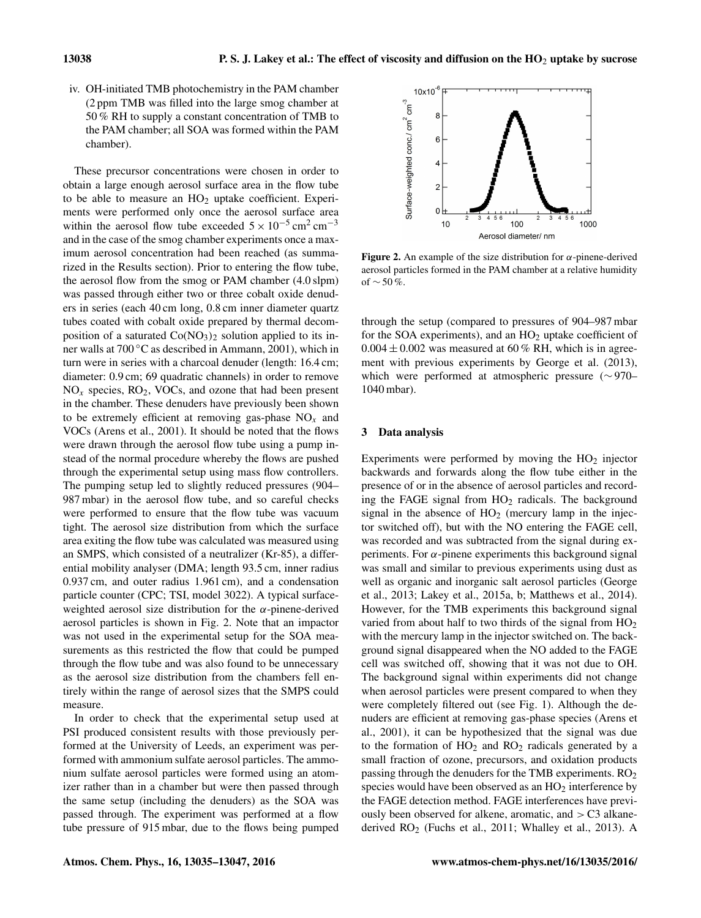iv. OH-initiated TMB photochemistry in the PAM chamber (2 ppm TMB was filled into the large smog chamber at 50 % RH to supply a constant concentration of TMB to the PAM chamber; all SOA was formed within the PAM chamber).

These precursor concentrations were chosen in order to obtain a large enough aerosol surface area in the flow tube to be able to measure an $HO_2$ uptake coefficient. Experiments were performed only once the aerosol surface area within the aerosol flow tube exceeded $5 \times 10^{-5}$ cm$^2$ cm$^{-3}$ and in the case of the smog chamber experiments once a maximum aerosol concentration had been reached (as summarized in the Results section). Prior to entering the flow tube, the aerosol flow from the smog or PAM chamber (4.0 slpm) was passed through either two or three cobalt oxide denuders in series (each 40 cm long, 0.8 cm inner diameter quartz tubes coated with cobalt oxide prepared by thermal decomposition of a saturated $Co(NO_3)_2$ solution applied to its inner walls at 700 °C as described in Ammann, 2001), which in turn were in series with a charcoal denuder (length: 16.4 cm; diameter: 0.9 cm; 69 quadratic channels) in order to remove $NO_x$ species, $RO_2$, VOCs, and ozone that had been present in the chamber. These denuders have previously been shown to be extremely efficient at removing gas-phase $NO_x$ and VOCs (Arens et al., 2001). It should be noted that the flows were drawn through the aerosol flow tube using a pump instead of the normal procedure whereby the flows are pushed through the experimental setup using mass flow controllers. The pumping setup led to slightly reduced pressures (904–987 mbar) in the aerosol flow tube, and so careful checks were performed to ensure that the flow tube was vacuum tight. The aerosol size distribution from which the surface area exiting the flow tube was calculated was measured using an SMPS, which consisted of a neutralizer (Kr-85), a differential mobility analyser (DMA; length 93.5 cm, inner radius 0.937 cm, and outer radius 1.961 cm), and a condensation particle counter (CPC; TSI, model 3022). A typical surface-weighted aerosol size distribution for the $\alpha$-pinene-derived aerosol particles is shown in Fig. 2. Note that an impactor was not used in the experimental setup for the SOA measurements as this restricted the flow that could be pumped through the flow tube and was also found to be unnecessary as the aerosol size distribution from the chambers fell entirely within the range of aerosol sizes that the SMPS could measure.

In order to check that the experimental setup used at PSI produced consistent results with those previously performed at the University of Leeds, an experiment was performed with ammonium sulfate aerosol particles. The ammonium sulfate aerosol particles were formed using an atomizer rather than in a chamber but were then passed through the same setup (including the denuders) as the SOA was passed through. The experiment was performed at a flow tube pressure of 915 mbar, due to the flows being pumped through the setup (compared to pressures of 904–987 mbar for the SOA experiments), and an $HO_2$ uptake coefficient of $0.004 \pm 0.002$ was measured at 60 % RH, which is in agreement with previous experiments by George et al. (2013), which were performed at atmospheric pressure (~ 970–1040 mbar).

**Figure 2.** An example of the size distribution for $\alpha$-pinene-derived aerosol particles formed in the PAM chamber at a relative humidity of ~ 50 %.

## 3 Data analysis

Experiments were performed by moving the $HO_2$ injector backwards and forwards along the flow tube either in the presence of or in the absence of aerosol particles and recording the FAGE signal from $HO_2$ radicals. The background signal in the absence of $HO_2$ (mercury lamp in the injector switched off), but with the NO entering the FAGE cell, was recorded and was subtracted from the signal during experiments. For $\alpha$-pinene experiments this background signal was small and similar to previous experiments using dust as well as organic and inorganic salt aerosol particles (George et al., 2013; Lakey et al., 2015a, b; Matthews et al., 2014). However, for the TMB experiments this background signal varied from about half to two thirds of the signal from $HO_2$ with the mercury lamp in the injector switched on. The background signal disappeared when the NO added to the FAGE cell was switched off, showing that it was not due to OH. The background signal within experiments did not change when aerosol particles were present compared to when they were completely filtered out (see Fig. 1). Although the denuders are efficient at removing gas-phase species (Arens et al., 2001), it can be hypothesized that the signal was due to the formation of $HO_2$ and $RO_2$ radicals generated by a small fraction of ozone, precursors, and oxidation products passing through the denuders for the TMB experiments. $RO_2$ species would have been observed as an $HO_2$ interference by the FAGE detection method. FAGE interferences have previously been observed for alkene, aromatic, and > C3 alkane-derived $RO_2$ (Fuchs et al., 2011; Whalley et al., 2013). A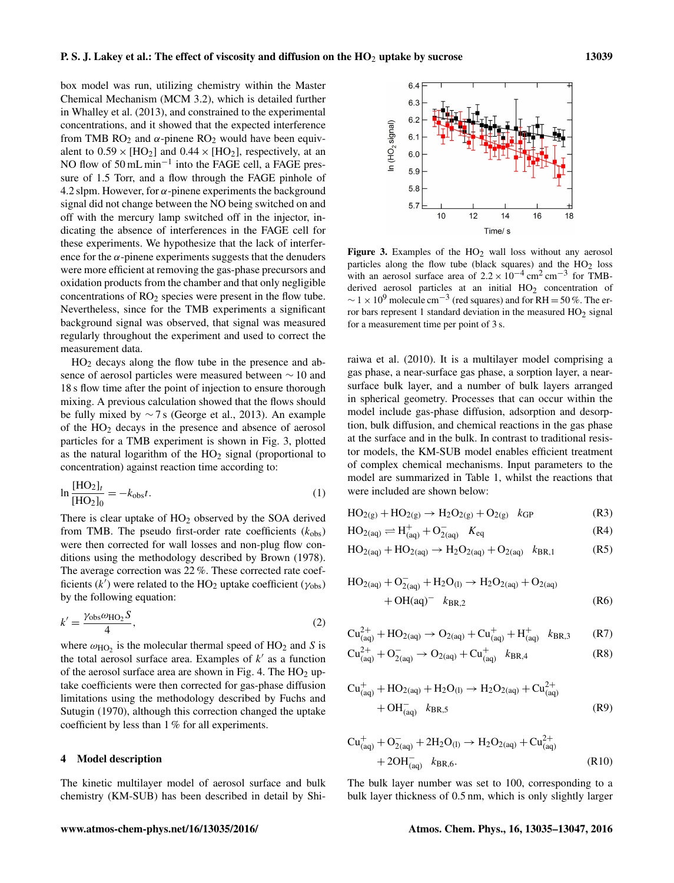box model was run, utilizing chemistry within the Master Chemical Mechanism (MCM 3.2), which is detailed further in Whalley et al. (2013), and constrained to the experimental concentrations, and it showed that the expected interference from TMB $RO_2$ and $\alpha$-pinene $RO_2$ would have been equivalent to $0.59 \times [HO_2]$ and $0.44 \times [HO_2]$, respectively, at an NO flow of 50 mL min$^{-1}$ into the FAGE cell, a FAGE pressure of 1.5 Torr, and a flow through the FAGE pinhole of 4.2 slpm. However, for $\alpha$-pinene experiments the background signal did not change between the NO being switched on and off with the mercury lamp switched off in the injector, indicating the absence of interferences in the FAGE cell for these experiments. We hypothesize that the lack of interference for the $\alpha$-pinene experiments suggests that the denuders were more efficient at removing the gas-phase precursors and oxidation products from the chamber and that only negligible concentrations of $RO_2$ species were present in the flow tube. Nevertheless, since for the TMB experiments a significant background signal was observed, that signal was measured regularly throughout the experiment and used to correct the measurement data.

$HO_2$ decays along the flow tube in the presence and absence of aerosol particles were measured between ∼ 10 and 18 s flow time after the point of injection to ensure thorough mixing. A previous calculation showed that the flows should be fully mixed by ∼ 7 s (George et al., 2013). An example of the $HO_2$ decays in the presence and absence of aerosol particles for a TMB experiment is shown in Fig. 3, plotted as the natural logarithm of the $HO_2$ signal (proportional to concentration) against reaction time according to:

$$\ln \frac{[HO_2]_t}{[HO_2]_0} = -k_{obs}t. \tag{1}$$

There is clear uptake of $HO_2$ observed by the SOA derived from TMB. The pseudo first-order rate coefficients ($k_{obs}$) were then corrected for wall losses and non-plug flow conditions using the methodology described by Brown (1978). The average correction was 22 %. These corrected rate coefficients ($k'$) were related to the $HO_2$ uptake coefficient ($\gamma_{obs}$) by the following equation:

$$k' = \frac{\gamma_{obs}\omega_{HO_2}S}{4}, \tag{2}$$

where $\omega_{HO_2}$ is the molecular thermal speed of $HO_2$ and $S$ is the total aerosol surface area. Examples of $k'$ as a function of the aerosol surface area are shown in Fig. 4. The $HO_2$ uptake coefficients were then corrected for gas-phase diffusion limitations using the methodology described by Fuchs and Sutugin (1970), although this correction changed the uptake coefficient by less than 1 % for all experiments.

**Figure 3.** Examples of the $HO_2$ wall loss without any aerosol particles along the flow tube (black squares) and the $HO_2$ loss with an aerosol surface area of $2.2 \times 10^{-4}$ cm$^2$ cm$^{-3}$ for TMB-derived aerosol particles at an initial $HO_2$ concentration of $\sim 1 \times 10^9$ molecule cm$^{-3}$ (red squares) and for RH = 50 %. The error bars represent 1 standard deviation in the measured $HO_2$ signal for a measurement time per point of 3 s.

## 4 Model description

The kinetic multilayer model of aerosol surface and bulk chemistry (KM-SUB) has been described in detail by Shiraiwa et al. (2010). It is a multilayer model comprising a gas phase, a near-surface gas phase, a sorption layer, a near-surface bulk layer, and a number of bulk layers arranged in spherical geometry. Processes that can occur within the model include gas-phase diffusion, adsorption and desorption, bulk diffusion, and chemical reactions in the gas phase at the surface and in the bulk. In contrast to traditional resistor models, the KM-SUB model enables efficient treatment of complex chemical mechanisms. Input parameters to the model are summarized in Table 1, whilst the reactions that were included are shown below:

$$HO_{2(g)} + HO_{2(g)} \rightarrow H_2O_{2(g)} + O_{2(g)} \quad k_{GP} \tag{R3}$$

$$HO_{2(aq)} \rightleftharpoons H^+_{(aq)} + O^-_{2(aq)} \quad K_{eq} \tag{R4}$$

$$HO_{2(aq)} + HO_{2(aq)} \rightarrow H_2O_{2(aq)} + O_{2(aq)} \quad k_{BR,1} \tag{R5}$$

$$HO_{2(aq)} + O^-_{2(aq)} + H_2O_{(l)} \rightarrow H_2O_{2(aq)} + O_{2(aq)} + OH(aq)^- \quad k_{BR,2} \tag{R6}$$

$$Cu^{2+}_{(aq)} + HO_{2(aq)} \rightarrow O_{2(aq)} + Cu^+_{(aq)} + H^+_{(aq)} \quad k_{BR,3} \tag{R7}$$

$$Cu^{2+}_{(aq)} + O^-_{2(aq)} \rightarrow O_{2(aq)} + Cu^+_{(aq)} \quad k_{BR,4} \tag{R8}$$

$$Cu^+_{(aq)} + HO_{2(aq)} + H_2O_{(l)} \rightarrow H_2O_{2(aq)} + Cu^{2+}_{(aq)} + OH^-_{(aq)} \quad k_{BR,5} \tag{R9}$$

$$Cu^+_{(aq)} + O^-_{2(aq)} + 2H_2O_{(l)} \rightarrow H_2O_{2(aq)} + Cu^{2+}_{(aq)} + 2OH^-_{(aq)} \quad k_{BR,6}. \tag{R10}$$

The bulk layer number was set to 100, corresponding to a bulk layer thickness of 0.5 nm, which is only slightly larger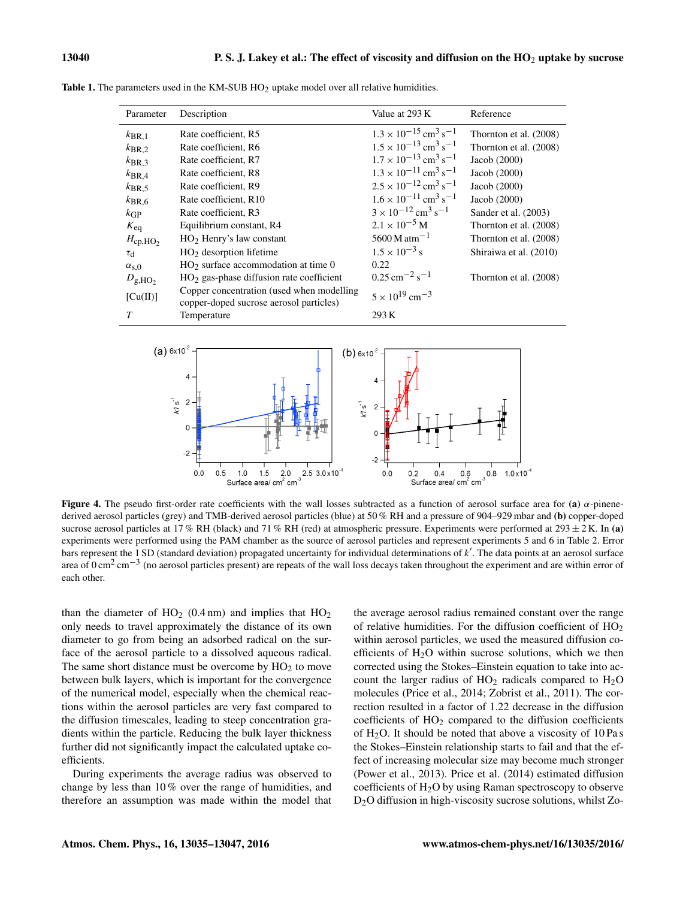**Table 1.** The parameters used in the KM-SUB $HO_2$ uptake model over all relative humidities.

| Parameter | Description | Value at 293 K | Reference |
|---|---|---|---|
| $k_{BR,1}$ | Rate coefficient, R5 | $1.3 \times 10^{-15}$ cm$^3$ s$^{-1}$ | Thornton et al. (2008) |
| $k_{BR,2}$ | Rate coefficient, R6 | $1.5 \times 10^{-13}$ cm$^3$ s$^{-1}$ | Thornton et al. (2008) |
| $k_{BR,3}$ | Rate coefficient, R7 | $1.7 \times 10^{-13}$ cm$^3$ s$^{-1}$ | Jacob (2000) |
| $k_{BR,4}$ | Rate coefficient, R8 | $1.3 \times 10^{-11}$ cm$^3$ s$^{-1}$ | Jacob (2000) |
| $k_{BR,5}$ | Rate coefficient, R9 | $2.5 \times 10^{-12}$ cm$^3$ s$^{-1}$ | Jacob (2000) |
| $k_{BR,6}$ | Rate coefficient, R10 | $1.6 \times 10^{-11}$ cm$^3$ s$^{-1}$ | Jacob (2000) |
| $k_{GP}$ | Rate coefficient, R3 | $3 \times 10^{-12}$ cm$^3$ s$^{-1}$ | Sander et al. (2003) |
| $K_{eq}$ | Equilibrium constant, R4 | $2.1 \times 10^{-5}$ M | Thornton et al. (2008) |
| $H_{cp,HO_2}$ | $HO_2$ Henry's law constant | 5600 M atm$^{-1}$ | Thornton et al. (2008) |
| $\tau_d$ | $HO_2$ desorption lifetime | $1.5 \times 10^{-3}$ s | Shiraiwa et al. (2010) |
| $\alpha_{s,0}$ | $HO_2$ surface accommodation at time 0 | 0.22 | |
| $D_{g,HO_2}$ | $HO_2$ gas-phase diffusion rate coefficient | 0.25 cm$^{-2}$ s$^{-1}$ | Thornton et al. (2008) |
| [Cu(II)] | Copper concentration (used when modelling copper-doped sucrose aerosol particles) | $5 \times 10^{19}$ cm$^{-3}$ | |
| $T$ | Temperature | 293 K | |

**Figure 4.** The pseudo first-order rate coefficients with the wall losses subtracted as a function of aerosol surface area for **(a)** $\alpha$-pinene-derived aerosol particles (grey) and TMB-derived aerosol particles (blue) at 50 % RH and a pressure of 904–929 mbar and **(b)** copper-doped sucrose aerosol particles at 17 % RH (black) and 71 % RH (red) at atmospheric pressure. Experiments were performed at $293 \pm 2$ K. In **(a)** experiments were performed using the PAM chamber as the source of aerosol particles and represent experiments 5 and 6 in Table 2. Error bars represent the 1 SD (standard deviation) propagated uncertainty for individual determinations of $k'$. The data points at an aerosol surface area of 0 cm$^2$ cm$^{-3}$ (no aerosol particles present) are repeats of the wall loss decays taken throughout the experiment and are within error of each other.

than the diameter of $HO_2$ (0.4 nm) and implies that $HO_2$ only needs to travel approximately the distance of its own diameter to go from being an adsorbed radical on the surface of the aerosol particle to a dissolved aqueous radical. The same short distance must be overcome by $HO_2$ to move between bulk layers, which is important for the convergence of the numerical model, especially when the chemical reactions within the aerosol particles are very fast compared to the diffusion timescales, leading to steep concentration gradients within the particle. Reducing the bulk layer thickness further did not significantly impact the calculated uptake coefficients.

During experiments the average radius was observed to change by less than 10 % over the range of humidities, and therefore an assumption was made within the model that the average aerosol radius remained constant over the range of relative humidities. For the diffusion coefficient of $HO_2$ within aerosol particles, we used the measured diffusion coefficients of $H_2O$ within sucrose solutions, which we then corrected using the Stokes–Einstein equation to take into account the larger radius of $HO_2$ radicals compared to $H_2O$ molecules (Price et al., 2014; Zobrist et al., 2011). The correction resulted in a factor of 1.22 decrease in the diffusion coefficients of $HO_2$ compared to the diffusion coefficients of $H_2O$. It should be noted that above a viscosity of 10 Pa s the Stokes–Einstein relationship starts to fail and that the effect of increasing molecular size may become much stronger (Power et al., 2013). Price et al. (2014) estimated diffusion coefficients of $H_2O$ by using Raman spectroscopy to observe $D_2O$ diffusion in high-viscosity sucrose solutions, whilst Zo-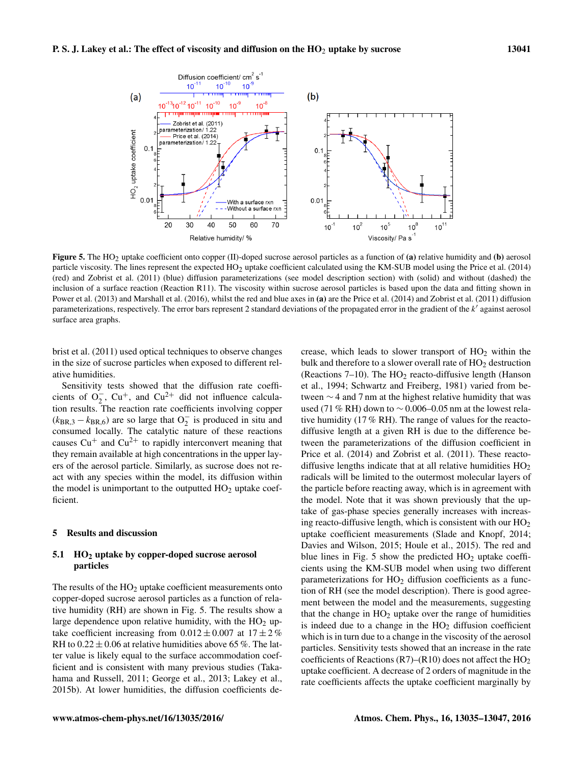**Figure 5.** The $HO_2$ uptake coefficient onto copper (II)-doped sucrose aerosol particles as a function of **(a)** relative humidity and **(b)** aerosol particle viscosity. The lines represent the expected $HO_2$ uptake coefficient calculated using the KM-SUB model using the Price et al. (2014) (red) and Zobrist et al. (2011) (blue) diffusion parameterizations (see model description section) with (solid) and without (dashed) the inclusion of a surface reaction (Reaction R11). The viscosity within sucrose aerosol particles is based upon the data and fitting shown in Power et al. (2013) and Marshall et al. (2016), whilst the red and blue axes in **(a)** are the Price et al. (2014) and Zobrist et al. (2011) diffusion parameterizations, respectively. The error bars represent 2 standard deviations of the propagated error in the gradient of the $k'$ against aerosol surface area graphs.

brist et al. (2011) used optical techniques to observe changes in the size of sucrose particles when exposed to different relative humidities.

Sensitivity tests showed that the diffusion rate coefficients of $O_2^-$, $Cu^+$, and $Cu^{2+}$ did not influence calculation results. The reaction rate coefficients involving copper ($k_{BR,3} - k_{BR,6}$) are so large that $O_2^-$ is produced in situ and consumed locally. The catalytic nature of these reactions causes $Cu^+$ and $Cu^{2+}$ to rapidly interconvert meaning that they remain available at high concentrations in the upper layers of the aerosol particle. Similarly, as sucrose does not react with any species within the model, its diffusion within the model is unimportant to the outputted $HO_2$ uptake coefficient.

## 5 Results and discussion

### 5.1 $HO_2$ uptake by copper-doped sucrose aerosol particles

The results of the $HO_2$ uptake coefficient measurements onto copper-doped sucrose aerosol particles as a function of relative humidity (RH) are shown in Fig. 5. The results show a large dependence upon relative humidity, with the $HO_2$ uptake coefficient increasing from $0.012 \pm 0.007$ at $17 \pm 2$ % RH to $0.22 \pm 0.06$ at relative humidities above 65 %. The latter value is likely equal to the surface accommodation coefficient and is consistent with many previous studies (Takahama and Russell, 2011; George et al., 2013; Lakey et al., 2015b). At lower humidities, the diffusion coefficients decrease, which leads to slower transport of $HO_2$ within the bulk and therefore to a slower overall rate of $HO_2$ destruction (Reactions 7–10). The $HO_2$ reacto-diffusive length (Hanson et al., 1994; Schwartz and Freiberg, 1981) varied from between $\sim 4$ and 7 nm at the highest relative humidity that was used (71 % RH) down to $\sim 0.006$–0.05 nm at the lowest relative humidity (17 % RH). The range of values for the reacto-diffusive length at a given RH is due to the difference between the parameterizations of the diffusion coefficient in Price et al. (2014) and Zobrist et al. (2011). These reacto-diffusive lengths indicate that at all relative humidities $HO_2$ radicals will be limited to the outermost molecular layers of the particle before reacting away, which is in agreement with the model. Note that it was shown previously that the uptake of gas-phase species generally increases with increasing reacto-diffusive length, which is consistent with our $HO_2$ uptake coefficient measurements (Slade and Knopf, 2014; Davies and Wilson, 2015; Houle et al., 2015). The red and blue lines in Fig. 5 show the predicted $HO_2$ uptake coefficients using the KM-SUB model when using two different parameterizations for $HO_2$ diffusion coefficients as a function of RH (see the model description). There is good agreement between the model and the measurements, suggesting that the change in $HO_2$ uptake over the range of humidities is indeed due to a change in the $HO_2$ diffusion coefficient which is in turn due to a change in the viscosity of the aerosol particles. Sensitivity tests showed that an increase in the rate coefficients of Reactions (R7)–(R10) does not affect the $HO_2$ uptake coefficient. A decrease of 2 orders of magnitude in the rate coefficients affects the uptake coefficient marginally by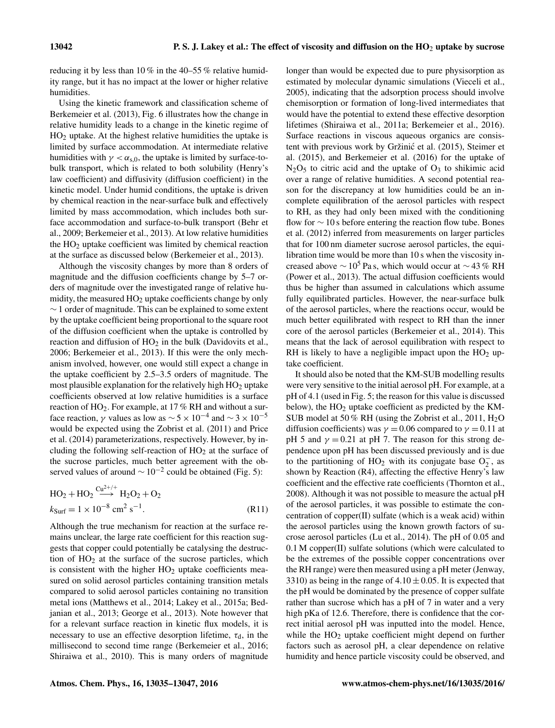reducing it by less than 10 % in the 40–55 % relative humidity range, but it has no impact at the lower or higher relative humidities.

Using the kinetic framework and classification scheme of Berkemeier et al. (2013), Fig. 6 illustrates how the change in relative humidity leads to a change in the kinetic regime of $HO_2$ uptake. At the highest relative humidities the uptake is limited by surface accommodation. At intermediate relative humidities with $\gamma < \alpha_{s,0}$, the uptake is limited by surface-to-bulk transport, which is related to both solubility (Henry's law coefficient) and diffusivity (diffusion coefficient) in the kinetic model. Under humid conditions, the uptake is driven by chemical reaction in the near-surface bulk and effectively limited by mass accommodation, which includes both surface accommodation and surface-to-bulk transport (Behr et al., 2009; Berkemeier et al., 2013). At low relative humidities the $HO_2$ uptake coefficient was limited by chemical reaction at the surface as discussed below (Berkemeier et al., 2013).

Although the viscosity changes by more than 8 orders of magnitude and the diffusion coefficients change by 5–7 orders of magnitude over the investigated range of relative humidity, the measured $HO_2$ uptake coefficients change by only $\sim 1$ order of magnitude. This can be explained to some extent by the uptake coefficient being proportional to the square root of the diffusion coefficient when the uptake is controlled by reaction and diffusion of $HO_2$ in the bulk (Davidovits et al., 2006; Berkemeier et al., 2013). If this were the only mechanism involved, however, one would still expect a change in the uptake coefficient by 2.5–3.5 orders of magnitude. The most plausible explanation for the relatively high $HO_2$ uptake coefficients observed at low relative humidities is a surface reaction of $HO_2$. For example, at 17 % RH and without a surface reaction, $\gamma$ values as low as $\sim 5 \times 10^{-4}$ and $\sim 3 \times 10^{-5}$ would be expected using the Zobrist et al. (2011) and Price et al. (2014) parameterizations, respectively. However, by including the following self-reaction of $HO_2$ at the surface of the sucrose particles, much better agreement with the observed values of around $\sim 10^{-2}$ could be obtained (Fig. 5):

$$HO_2 + HO_2 \xrightarrow{Cu^{2+/+}} H_2O_2 + O_2$$
$$k_{Surf} = 1 \times 10^{-8}\ cm^2\ s^{-1}. \qquad \text{(R11)}$$

Although the true mechanism for reaction at the surface remains unclear, the large rate coefficient for this reaction suggests that copper could potentially be catalysing the destruction of $HO_2$ at the surface of the sucrose particles, which is consistent with the higher $HO_2$ uptake coefficients measured on solid aerosol particles containing transition metals compared to solid aerosol particles containing no transition metal ions (Matthews et al., 2014; Lakey et al., 2015a; Bedjanian et al., 2013; George et al., 2013). Note however that for a relevant surface reaction in kinetic flux models, it is necessary to use an effective desorption lifetime, $\tau_d$, in the millisecond to second time range (Berkemeier et al., 2016; Shiraiwa et al., 2010). This is many orders of magnitude longer than would be expected due to pure physisorption as estimated by molecular dynamic simulations (Vieceli et al., 2005), indicating that the adsorption process should involve chemisorption or formation of long-lived intermediates that would have the potential to extend these effective desorption lifetimes (Shiraiwa et al., 2011a; Berkemeier et al., 2016). Surface reactions in viscous aqueous organics are consistent with previous work by Gržinić et al. (2015), Steimer et al. (2015), and Berkemeier et al. (2016) for the uptake of $N_2O_5$ to citric acid and the uptake of $O_3$ to shikimic acid over a range of relative humidities. A second potential reason for the discrepancy at low humidities could be an incomplete equilibration of the aerosol particles with respect to RH, as they had only been mixed with the conditioning flow for $\sim 10$ s before entering the reaction flow tube. Bones et al. (2012) inferred from measurements on larger particles that for 100 nm diameter sucrose aerosol particles, the equilibration time would be more than 10 s when the viscosity increased above $\sim 10^5$ Pa s, which would occur at $\sim 43$ % RH (Power et al., 2013). The actual diffusion coefficients would thus be higher than assumed in calculations which assume fully equilibrated particles. However, the near-surface bulk of the aerosol particles, where the reactions occur, would be much better equilibrated with respect to RH than the inner core of the aerosol particles (Berkemeier et al., 2014). This means that the lack of aerosol equilibration with respect to RH is likely to have a negligible impact upon the $HO_2$ uptake coefficient.

It should also be noted that the KM-SUB modelling results were very sensitive to the initial aerosol pH. For example, at a pH of 4.1 (used in Fig. 5; the reason for this value is discussed below), the $HO_2$ uptake coefficient as predicted by the KM-SUB model at 50 % RH (using the Zobrist et al., 2011, $H_2O$ diffusion coefficients) was $\gamma = 0.06$ compared to $\gamma = 0.11$ at pH 5 and $\gamma = 0.21$ at pH 7. The reason for this strong dependence upon pH has been discussed previously and is due to the partitioning of $HO_2$ with its conjugate base $O_2^-$, as shown by Reaction (R4), affecting the effective Henry's law coefficient and the effective rate coefficients (Thornton et al., 2008). Although it was not possible to measure the actual pH of the aerosol particles, it was possible to estimate the concentration of copper(II) sulfate (which is a weak acid) within the aerosol particles using the known growth factors of sucrose aerosol particles (Lu et al., 2014). The pH of 0.05 and 0.1 M copper(II) sulfate solutions (which were calculated to be the extremes of the possible copper concentrations over the RH range) were then measured using a pH meter (Jenway, 3310) as being in the range of $4.10 \pm 0.05$. It is expected that the pH would be dominated by the presence of copper sulfate rather than sucrose which has a pH of 7 in water and a very high pKa of 12.6. Therefore, there is confidence that the correct initial aerosol pH was inputted into the model. Hence, while the $HO_2$ uptake coefficient might depend on further factors such as aerosol pH, a clear dependence on relative humidity and hence particle viscosity could be observed, and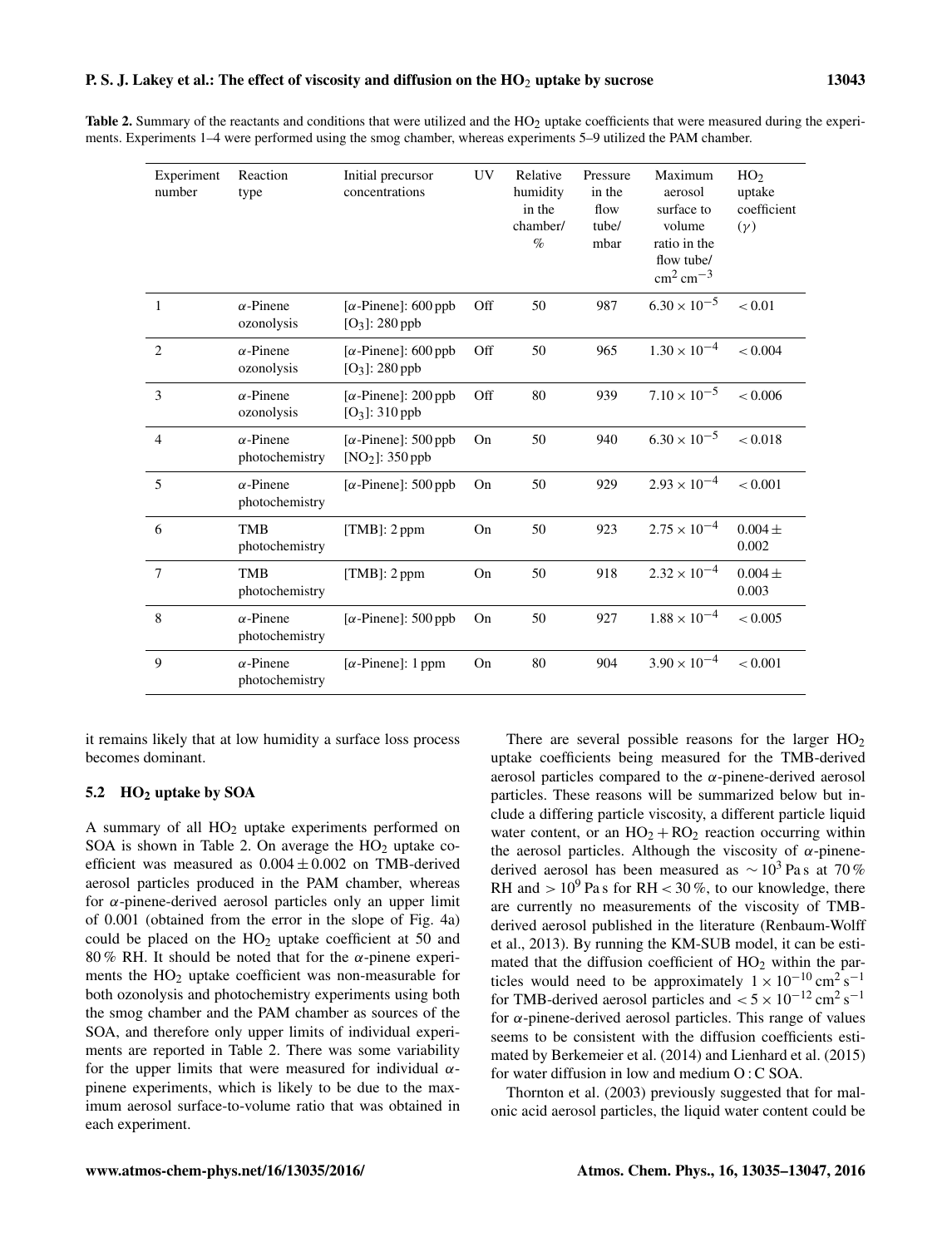**Table 2.** Summary of the reactants and conditions that were utilized and the $HO_2$ uptake coefficients that were measured during the experiments. Experiments 1–4 were performed using the smog chamber, whereas experiments 5–9 utilized the PAM chamber.

| Experiment number | Reaction type | Initial precursor concentrations | UV | Relative humidity in the chamber/ % | Pressure in the flow tube/ mbar | Maximum aerosol surface to volume ratio in the flow tube/ $cm^2\,cm^{-3}$ | $HO_2$ uptake coefficient ($\gamma$) |
|---|---|---|---|---|---|---|---|
| 1 | $\alpha$-Pinene ozonolysis | [$\alpha$-Pinene]: 600 ppb [$O_3$]: 280 ppb | Off | 50 | 987 | $6.30 \times 10^{-5}$ | $< 0.01$ |
| 2 | $\alpha$-Pinene ozonolysis | [$\alpha$-Pinene]: 600 ppb [$O_3$]: 280 ppb | Off | 50 | 965 | $1.30 \times 10^{-4}$ | $< 0.004$ |
| 3 | $\alpha$-Pinene ozonolysis | [$\alpha$-Pinene]: 200 ppb [$O_3$]: 310 ppb | Off | 80 | 939 | $7.10 \times 10^{-5}$ | $< 0.006$ |
| 4 | $\alpha$-Pinene photochemistry | [$\alpha$-Pinene]: 500 ppb [$NO_2$]: 350 ppb | On | 50 | 940 | $6.30 \times 10^{-5}$ | $< 0.018$ |
| 5 | $\alpha$-Pinene photochemistry | [$\alpha$-Pinene]: 500 ppb | On | 50 | 929 | $2.93 \times 10^{-4}$ | $< 0.001$ |
| 6 | TMB photochemistry | [TMB]: 2 ppm | On | 50 | 923 | $2.75 \times 10^{-4}$ | $0.004 \pm 0.002$ |
| 7 | TMB photochemistry | [TMB]: 2 ppm | On | 50 | 918 | $2.32 \times 10^{-4}$ | $0.004 \pm 0.003$ |
| 8 | $\alpha$-Pinene photochemistry | [$\alpha$-Pinene]: 500 ppb | On | 50 | 927 | $1.88 \times 10^{-4}$ | $< 0.005$ |
| 9 | $\alpha$-Pinene photochemistry | [$\alpha$-Pinene]: 1 ppm | On | 80 | 904 | $3.90 \times 10^{-4}$ | $< 0.001$ |

it remains likely that at low humidity a surface loss process becomes dominant.

### 5.2 $HO_2$ uptake by SOA

A summary of all $HO_2$ uptake experiments performed on SOA is shown in Table 2. On average the $HO_2$ uptake coefficient was measured as $0.004 \pm 0.002$ on TMB-derived aerosol particles produced in the PAM chamber, whereas for $\alpha$-pinene-derived aerosol particles only an upper limit of 0.001 (obtained from the error in the slope of Fig. 4a) could be placed on the $HO_2$ uptake coefficient at 50 and 80 % RH. It should be noted that for the $\alpha$-pinene experiments the $HO_2$ uptake coefficient was non-measurable for both ozonolysis and photochemistry experiments using both the smog chamber and the PAM chamber as sources of the SOA, and therefore only upper limits of individual experiments are reported in Table 2. There was some variability for the upper limits that were measured for individual $\alpha$-pinene experiments, which is likely to be due to the maximum aerosol surface-to-volume ratio that was obtained in each experiment.

There are several possible reasons for the larger $HO_2$ uptake coefficients being measured for the TMB-derived aerosol particles compared to the $\alpha$-pinene-derived aerosol particles. These reasons will be summarized below but include a differing particle viscosity, a different particle liquid water content, or an $HO_2 + RO_2$ reaction occurring within the aerosol particles. Although the viscosity of $\alpha$-pinene-derived aerosol has been measured as $\sim 10^3$ Pa s at 70 % RH and $> 10^9$ Pa s for RH $< 30$ %, to our knowledge, there are currently no measurements of the viscosity of TMB-derived aerosol published in the literature (Renbaum-Wolff et al., 2013). By running the KM-SUB model, it can be estimated that the diffusion coefficient of $HO_2$ within the particles would need to be approximately $1 \times 10^{-10}\,cm^2\,s^{-1}$ for TMB-derived aerosol particles and $< 5 \times 10^{-12}\,cm^2\,s^{-1}$ for $\alpha$-pinene-derived aerosol particles. This range of values seems to be consistent with the diffusion coefficients estimated by Berkemeier et al. (2014) and Lienhard et al. (2015) for water diffusion in low and medium O : C SOA.

Thornton et al. (2003) previously suggested that for malonic acid aerosol particles, the liquid water content could be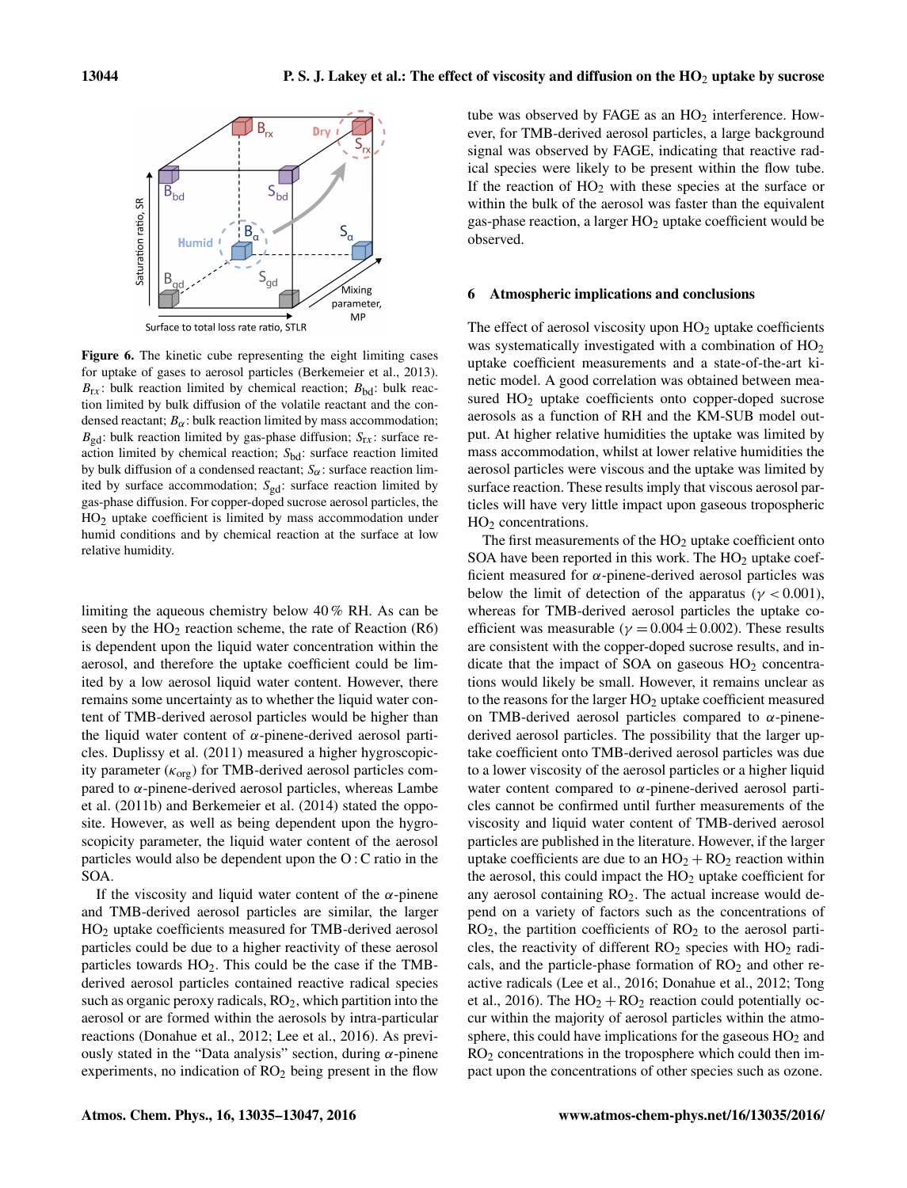Figure 6. The kinetic cube representing the eight limiting cases for uptake of gases to aerosol particles (Berkemeier et al., 2013). $B_{rx}$: bulk reaction limited by chemical reaction; $B_{bd}$: bulk reaction limited by bulk diffusion of the volatile reactant and the condensed reactant; $B_{\alpha}$: bulk reaction limited by mass accommodation; $B_{gd}$: bulk reaction limited by gas-phase diffusion; $S_{rx}$: surface reaction limited by chemical reaction; $S_{bd}$: surface reaction limited by bulk diffusion of a condensed reactant; $S_{\alpha}$: surface reaction limited by surface accommodation; $S_{gd}$: surface reaction limited by gas-phase diffusion. For copper-doped sucrose aerosol particles, the $HO_2$ uptake coefficient is limited by mass accommodation under humid conditions and by chemical reaction at the surface at low relative humidity.

limiting the aqueous chemistry below 40 % RH. As can be seen by the $HO_2$ reaction scheme, the rate of Reaction (R6) is dependent upon the liquid water concentration within the aerosol, and therefore the uptake coefficient could be limited by a low aerosol liquid water content. However, there remains some uncertainty as to whether the liquid water content of TMB-derived aerosol particles would be higher than the liquid water content of $\alpha$-pinene-derived aerosol particles. Duplissy et al. (2011) measured a higher hygroscopicity parameter ($\kappa_{org}$) for TMB-derived aerosol particles compared to $\alpha$-pinene-derived aerosol particles, whereas Lambe et al. (2011b) and Berkemeier et al. (2014) stated the opposite. However, as well as being dependent upon the hygroscopicity parameter, the liquid water content of the aerosol particles would also be dependent upon the O : C ratio in the SOA.

If the viscosity and liquid water content of the $\alpha$-pinene and TMB-derived aerosol particles are similar, the larger $HO_2$ uptake coefficients measured for TMB-derived aerosol particles could be due to a higher reactivity of these aerosol particles towards $HO_2$. This could be the case if the TMB-derived aerosol particles contained reactive radical species such as organic peroxy radicals, $RO_2$, which partition into the aerosol or are formed within the aerosols by intra-particular reactions (Donahue et al., 2012; Lee et al., 2016). As previously stated in the "Data analysis" section, during $\alpha$-pinene experiments, no indication of $RO_2$ being present in the flow tube was observed by FAGE as an $HO_2$ interference. However, for TMB-derived aerosol particles, a large background signal was observed by FAGE, indicating that reactive radical species were likely to be present within the flow tube. If the reaction of $HO_2$ with these species at the surface or within the bulk of the aerosol was faster than the equivalent gas-phase reaction, a larger $HO_2$ uptake coefficient would be observed.

## 6 Atmospheric implications and conclusions

The effect of aerosol viscosity upon $HO_2$ uptake coefficients was systematically investigated with a combination of $HO_2$ uptake coefficient measurements and a state-of-the-art kinetic model. A good correlation was obtained between measured $HO_2$ uptake coefficients onto copper-doped sucrose aerosols as a function of RH and the KM-SUB model output. At higher relative humidities the uptake was limited by mass accommodation, whilst at lower relative humidities the aerosol particles were viscous and the uptake was limited by surface reaction. These results imply that viscous aerosol particles will have very little impact upon gaseous tropospheric $HO_2$ concentrations.

The first measurements of the $HO_2$ uptake coefficient onto SOA have been reported in this work. The $HO_2$ uptake coefficient measured for $\alpha$-pinene-derived aerosol particles was below the limit of detection of the apparatus ($\gamma < 0.001$), whereas for TMB-derived aerosol particles the uptake coefficient was measurable ($\gamma = 0.004 \pm 0.002$). These results are consistent with the copper-doped sucrose results, and indicate that the impact of SOA on gaseous $HO_2$ concentrations would likely be small. However, it remains unclear as to the reasons for the larger $HO_2$ uptake coefficient measured on TMB-derived aerosol particles compared to $\alpha$-pinene-derived aerosol particles. The possibility that the larger uptake coefficient onto TMB-derived aerosol particles was due to a lower viscosity of the aerosol particles or a higher liquid water content compared to $\alpha$-pinene-derived aerosol particles cannot be confirmed until further measurements of the viscosity and liquid water content of TMB-derived aerosol particles are published in the literature. However, if the larger uptake coefficients are due to an $HO_2 + RO_2$ reaction within the aerosol, this could impact the $HO_2$ uptake coefficient for any aerosol containing $RO_2$. The actual increase would depend on a variety of factors such as the concentrations of $RO_2$, the partition coefficients of $RO_2$ to the aerosol particles, the reactivity of different $RO_2$ species with $HO_2$ radicals, and the particle-phase formation of $RO_2$ and other reactive radicals (Lee et al., 2016; Donahue et al., 2012; Tong et al., 2016). The $HO_2 + RO_2$ reaction could potentially occur within the majority of aerosol particles within the atmosphere, this could have implications for the gaseous $HO_2$ and $RO_2$ concentrations in the troposphere which could then impact upon the concentrations of other species such as ozone.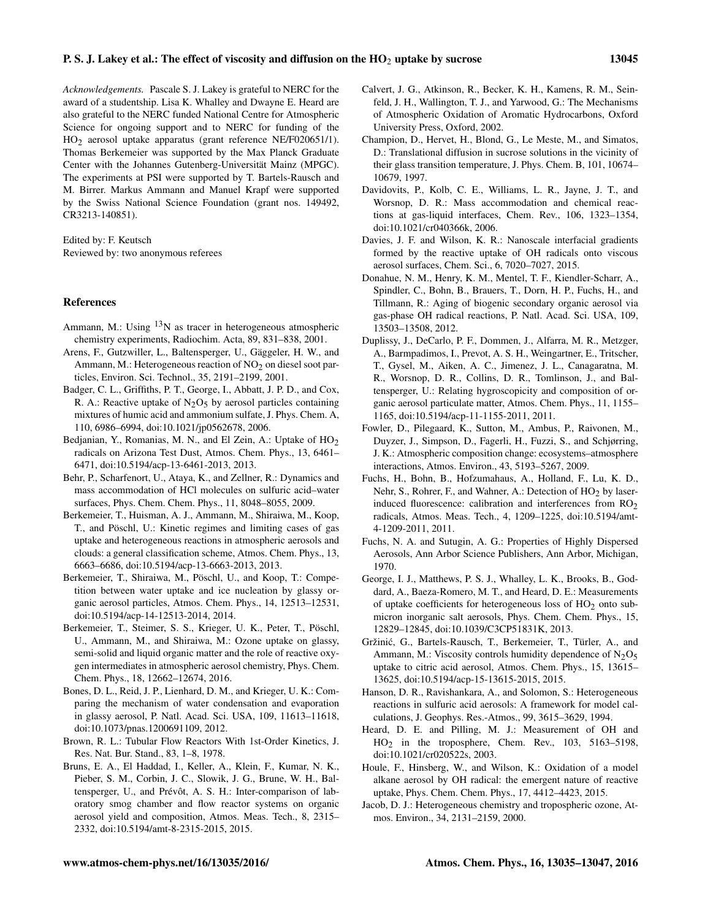*Acknowledgements.* Pascale S. J. Lakey is grateful to NERC for the award of a studentship. Lisa K. Whalley and Dwayne E. Heard are also grateful to the NERC funded National Centre for Atmospheric Science for ongoing support and to NERC for funding of the $HO_2$ aerosol uptake apparatus (grant reference NE/F020651/1). Thomas Berkemeier was supported by the Max Planck Graduate Center with the Johannes Gutenberg-Universität Mainz (MPGC). The experiments at PSI were supported by T. Bartels-Rausch and M. Birrer. Markus Ammann and Manuel Krapf were supported by the Swiss National Science Foundation (grant nos. 149492, CR3213-140851).

Edited by: F. Keutsch
Reviewed by: two anonymous referees

## References

Ammann, M.: Using $^{13}N$ as tracer in heterogeneous atmospheric chemistry experiments, Radiochim. Acta, 89, 831–838, 2001.

Arens, F., Gutzwiller, L., Baltensperger, U., Gäggeler, H. W., and Ammann, M.: Heterogeneous reaction of $NO_2$ on diesel soot particles, Environ. Sci. Technol., 35, 2191–2199, 2001.

Badger, C. L., Griffiths, P. T., George, I., Abbatt, J. P. D., and Cox, R. A.: Reactive uptake of $N_2O_5$ by aerosol particles containing mixtures of humic acid and ammonium sulfate, J. Phys. Chem. A, 110, 6986–6994, doi:10.1021/jp0562678, 2006.

Bedjanian, Y., Romanias, M. N., and El Zein, A.: Uptake of $HO_2$ radicals on Arizona Test Dust, Atmos. Chem. Phys., 13, 6461–6471, doi:10.5194/acp-13-6461-2013, 2013.

Behr, P., Scharfenort, U., Ataya, K., and Zellner, R.: Dynamics and mass accommodation of HCl molecules on sulfuric acid–water surfaces, Phys. Chem. Chem. Phys., 11, 8048–8055, 2009.

Berkemeier, T., Huisman, A. J., Ammann, M., Shiraiwa, M., Koop, T., and Pöschl, U.: Kinetic regimes and limiting cases of gas uptake and heterogeneous reactions in atmospheric aerosols and clouds: a general classification scheme, Atmos. Chem. Phys., 13, 6663–6686, doi:10.5194/acp-13-6663-2013, 2013.

Berkemeier, T., Shiraiwa, M., Pöschl, U., and Koop, T.: Competition between water uptake and ice nucleation by glassy organic aerosol particles, Atmos. Chem. Phys., 14, 12513–12531, doi:10.5194/acp-14-12513-2014, 2014.

Berkemeier, T., Steimer, S. S., Krieger, U. K., Peter, T., Pöschl, U., Ammann, M., and Shiraiwa, M.: Ozone uptake on glassy, semi-solid and liquid organic matter and the role of reactive oxygen intermediates in atmospheric aerosol chemistry, Phys. Chem. Chem. Phys., 18, 12662–12674, 2016.

Bones, D. L., Reid, J. P., Lienhard, D. M., and Krieger, U. K.: Comparing the mechanism of water condensation and evaporation in glassy aerosol, P. Natl. Acad. Sci. USA, 109, 11613–11618, doi:10.1073/pnas.1200691109, 2012.

Brown, R. L.: Tubular Flow Reactors With 1st-Order Kinetics, J. Res. Nat. Bur. Stand., 83, 1–8, 1978.

Bruns, E. A., El Haddad, I., Keller, A., Klein, F., Kumar, N. K., Pieber, S. M., Corbin, J. C., Slowik, J. G., Brune, W. H., Baltensperger, U., and Prévôt, A. S. H.: Inter-comparison of laboratory smog chamber and flow reactor systems on organic aerosol yield and composition, Atmos. Meas. Tech., 8, 2315–2332, doi:10.5194/amt-8-2315-2015, 2015.

Calvert, J. G., Atkinson, R., Becker, K. H., Kamens, R. M., Seinfeld, J. H., Wallington, T. J., and Yarwood, G.: The Mechanisms of Atmospheric Oxidation of Aromatic Hydrocarbons, Oxford University Press, Oxford, 2002.

Champion, D., Hervet, H., Blond, G., Le Meste, M., and Simatos, D.: Translational diffusion in sucrose solutions in the vicinity of their glass transition temperature, J. Phys. Chem. B, 101, 10674–10679, 1997.

Davidovits, P., Kolb, C. E., Williams, L. R., Jayne, J. T., and Worsnop, D. R.: Mass accommodation and chemical reactions at gas-liquid interfaces, Chem. Rev., 106, 1323–1354, doi:10.1021/cr040366k, 2006.

Davies, J. F. and Wilson, K. R.: Nanoscale interfacial gradients formed by the reactive uptake of OH radicals onto viscous aerosol surfaces, Chem. Sci., 6, 7020–7027, 2015.

Donahue, N. M., Henry, K. M., Mentel, T. F., Kiendler-Scharr, A., Spindler, C., Bohn, B., Brauers, T., Dorn, H. P., Fuchs, H., and Tillmann, R.: Aging of biogenic secondary organic aerosol via gas-phase OH radical reactions, P. Natl. Acad. Sci. USA, 109, 13503–13508, 2012.

Duplissy, J., DeCarlo, P. F., Dommen, J., Alfarra, M. R., Metzger, A., Barmpadimos, I., Prevot, A. S. H., Weingartner, E., Tritscher, T., Gysel, M., Aiken, A. C., Jimenez, J. L., Canagaratna, M. R., Worsnop, D. R., Collins, D. R., Tomlinson, J., and Baltensperger, U.: Relating hygroscopicity and composition of organic aerosol particulate matter, Atmos. Chem. Phys., 11, 1155–1165, doi:10.5194/acp-11-1155-2011, 2011.

Fowler, D., Pilegaard, K., Sutton, M., Ambus, P., Raivonen, M., Duyzer, J., Simpson, D., Fagerli, H., Fuzzi, S., and Schjørring, J. K.: Atmospheric composition change: ecosystems–atmosphere interactions, Atmos. Environ., 43, 5193–5267, 2009.

Fuchs, H., Bohn, B., Hofzumahaus, A., Holland, F., Lu, K. D., Nehr, S., Rohrer, F., and Wahner, A.: Detection of $HO_2$ by laser-induced fluorescence: calibration and interferences from $RO_2$ radicals, Atmos. Meas. Tech., 4, 1209–1225, doi:10.5194/amt-4-1209-2011, 2011.

Fuchs, N. A. and Sutugin, A. G.: Properties of Highly Dispersed Aerosols, Ann Arbor Science Publishers, Ann Arbor, Michigan, 1970.

George, I. J., Matthews, P. S. J., Whalley, L. K., Brooks, B., Goddard, A., Baeza-Romero, M. T., and Heard, D. E.: Measurements of uptake coefficients for heterogeneous loss of $HO_2$ onto submicron inorganic salt aerosols, Phys. Chem. Chem. Phys., 15, 12829–12845, doi:10.1039/C3CP51831K, 2013.

Gržinić, G., Bartels-Rausch, T., Berkemeier, T., Türler, A., and Ammann, M.: Viscosity controls humidity dependence of $N_2O_5$ uptake to citric acid aerosol, Atmos. Chem. Phys., 15, 13615–13625, doi:10.5194/acp-15-13615-2015, 2015.

Hanson, D. R., Ravishankara, A., and Solomon, S.: Heterogeneous reactions in sulfuric acid aerosols: A framework for model calculations, J. Geophys. Res.-Atmos., 99, 3615–3629, 1994.

Heard, D. E. and Pilling, M. J.: Measurement of OH and $HO_2$ in the troposphere, Chem. Rev., 103, 5163–5198, doi:10.1021/cr020522s, 2003.

Houle, F., Hinsberg, W., and Wilson, K.: Oxidation of a model alkane aerosol by OH radical: the emergent nature of reactive uptake, Phys. Chem. Chem. Phys., 17, 4412–4423, 2015.

Jacob, D. J.: Heterogeneous chemistry and tropospheric ozone, Atmos. Environ., 34, 2131–2159, 2000.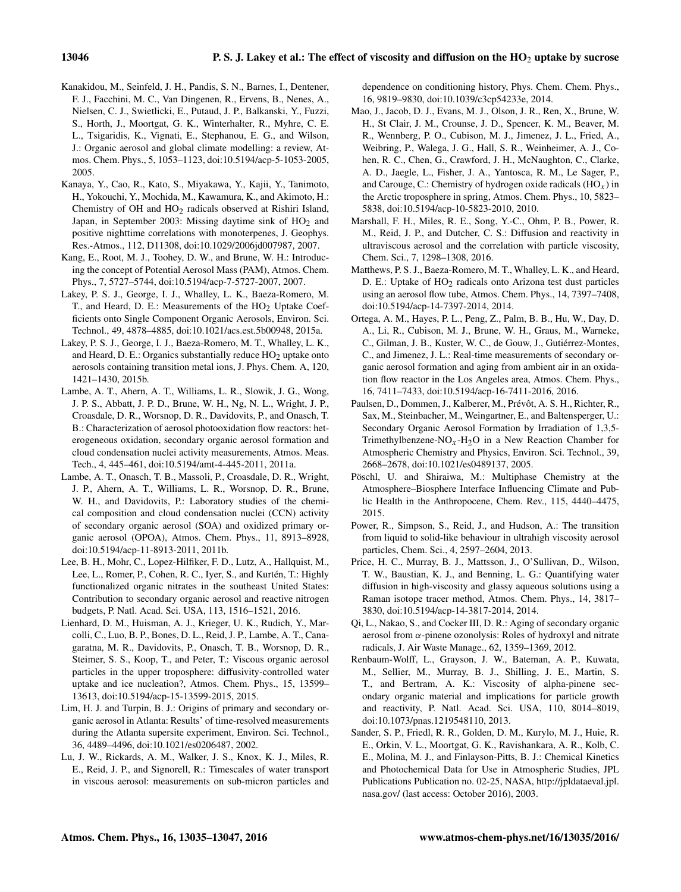Kanakidou, M., Seinfeld, J. H., Pandis, S. N., Barnes, I., Dentener, F. J., Facchini, M. C., Van Dingenen, R., Ervens, B., Nenes, A., Nielsen, C. J., Swietlicki, E., Putaud, J. P., Balkanski, Y., Fuzzi, S., Horth, J., Moortgat, G. K., Winterhalter, R., Myhre, C. E. L., Tsigaridis, K., Vignati, E., Stephanou, E. G., and Wilson, J.: Organic aerosol and global climate modelling: a review, Atmos. Chem. Phys., 5, 1053–1123, doi:10.5194/acp-5-1053-2005, 2005.

Kanaya, Y., Cao, R., Kato, S., Miyakawa, Y., Kajii, Y., Tanimoto, H., Yokouchi, Y., Mochida, M., Kawamura, K., and Akimoto, H.: Chemistry of OH and $HO_2$ radicals observed at Rishiri Island, Japan, in September 2003: Missing daytime sink of $HO_2$ and positive nighttime correlations with monoterpenes, J. Geophys. Res.-Atmos., 112, D11308, doi:10.1029/2006jd007987, 2007.

Kang, E., Root, M. J., Toohey, D. W., and Brune, W. H.: Introducing the concept of Potential Aerosol Mass (PAM), Atmos. Chem. Phys., 7, 5727–5744, doi:10.5194/acp-7-5727-2007, 2007.

Lakey, P. S. J., George, I. J., Whalley, L. K., Baeza-Romero, M. T., and Heard, D. E.: Measurements of the $HO_2$ Uptake Coefficients onto Single Component Organic Aerosols, Environ. Sci. Technol., 49, 4878–4885, doi:10.1021/acs.est.5b00948, 2015a.

Lakey, P. S. J., George, I. J., Baeza-Romero, M. T., Whalley, L. K., and Heard, D. E.: Organics substantially reduce $HO_2$ uptake onto aerosols containing transition metal ions, J. Phys. Chem. A, 120, 1421–1430, 2015b.

Lambe, A. T., Ahern, A. T., Williams, L. R., Slowik, J. G., Wong, J. P. S., Abbatt, J. P. D., Brune, W. H., Ng, N. L., Wright, J. P., Croasdale, D. R., Worsnop, D. R., Davidovits, P., and Onasch, T. B.: Characterization of aerosol photooxidation flow reactors: heterogeneous oxidation, secondary organic aerosol formation and cloud condensation nuclei activity measurements, Atmos. Meas. Tech., 4, 445–461, doi:10.5194/amt-4-445-2011, 2011a.

Lambe, A. T., Onasch, T. B., Massoli, P., Croasdale, D. R., Wright, J. P., Ahern, A. T., Williams, L. R., Worsnop, D. R., Brune, W. H., and Davidovits, P.: Laboratory studies of the chemical composition and cloud condensation nuclei (CCN) activity of secondary organic aerosol (SOA) and oxidized primary organic aerosol (OPOA), Atmos. Chem. Phys., 11, 8913–8928, doi:10.5194/acp-11-8913-2011, 2011b.

Lee, B. H., Mohr, C., Lopez-Hilfiker, F. D., Lutz, A., Hallquist, M., Lee, L., Romer, P., Cohen, R. C., Iyer, S., and Kurtén, T.: Highly functionalized organic nitrates in the southeast United States: Contribution to secondary organic aerosol and reactive nitrogen budgets, P. Natl. Acad. Sci. USA, 113, 1516–1521, 2016.

Lienhard, D. M., Huisman, A. J., Krieger, U. K., Rudich, Y., Marcolli, C., Luo, B. P., Bones, D. L., Reid, J. P., Lambe, A. T., Canagaratna, M. R., Davidovits, P., Onasch, T. B., Worsnop, D. R., Steimer, S. S., Koop, T., and Peter, T.: Viscous organic aerosol particles in the upper troposphere: diffusivity-controlled water uptake and ice nucleation?, Atmos. Chem. Phys., 15, 13599–13613, doi:10.5194/acp-15-13599-2015, 2015.

Lim, H. J. and Turpin, B. J.: Origins of primary and secondary organic aerosol in Atlanta: Results' of time-resolved measurements during the Atlanta supersite experiment, Environ. Sci. Technol., 36, 4489–4496, doi:10.1021/es0206487, 2002.

Lu, J. W., Rickards, A. M., Walker, J. S., Knox, K. J., Miles, R. E., Reid, J. P., and Signorell, R.: Timescales of water transport in viscous aerosol: measurements on sub-micron particles and dependence on conditioning history, Phys. Chem. Chem. Phys., 16, 9819–9830, doi:10.1039/c3cp54233e, 2014.

Mao, J., Jacob, D. J., Evans, M. J., Olson, J. R., Ren, X., Brune, W. H., St Clair, J. M., Crounse, J. D., Spencer, K. M., Beaver, M. R., Wennberg, P. O., Cubison, M. J., Jimenez, J. L., Fried, A., Weibring, P., Walega, J. G., Hall, S. R., Weinheimer, A. J., Cohen, R. C., Chen, G., Crawford, J. H., McNaughton, C., Clarke, A. D., Jaegle, L., Fisher, J. A., Yantosca, R. M., Le Sager, P., and Carouge, C.: Chemistry of hydrogen oxide radicals ($HO_x$) in the Arctic troposphere in spring, Atmos. Chem. Phys., 10, 5823–5838, doi:10.5194/acp-10-5823-2010, 2010.

Marshall, F. H., Miles, R. E., Song, Y.-C., Ohm, P. B., Power, R. M., Reid, J. P., and Dutcher, C. S.: Diffusion and reactivity in ultraviscous aerosol and the correlation with particle viscosity, Chem. Sci., 7, 1298–1308, 2016.

Matthews, P. S. J., Baeza-Romero, M. T., Whalley, L. K., and Heard, D. E.: Uptake of $HO_2$ radicals onto Arizona test dust particles using an aerosol flow tube, Atmos. Chem. Phys., 14, 7397–7408, doi:10.5194/acp-14-7397-2014, 2014.

Ortega, A. M., Hayes, P. L., Peng, Z., Palm, B. B., Hu, W., Day, D. A., Li, R., Cubison, M. J., Brune, W. H., Graus, M., Warneke, C., Gilman, J. B., Kuster, W. C., de Gouw, J., Gutiérrez-Montes, C., and Jimenez, J. L.: Real-time measurements of secondary organic aerosol formation and aging from ambient air in an oxidation flow reactor in the Los Angeles area, Atmos. Chem. Phys., 16, 7411–7433, doi:10.5194/acp-16-7411-2016, 2016.

Paulsen, D., Dommen, J., Kalberer, M., Prévôt, A. S. H., Richter, R., Sax, M., Steinbacher, M., Weingartner, E., and Baltensperger, U.: Secondary Organic Aerosol Formation by Irradiation of 1,3,5-Trimethylbenzene-$NO_x$-$H_2O$ in a New Reaction Chamber for Atmospheric Chemistry and Physics, Environ. Sci. Technol., 39, 2668–2678, doi:10.1021/es0489137, 2005.

Pöschl, U. and Shiraiwa, M.: Multiphase Chemistry at the Atmosphere–Biosphere Interface Influencing Climate and Public Health in the Anthropocene, Chem. Rev., 115, 4440–4475, 2015.

Power, R., Simpson, S., Reid, J., and Hudson, A.: The transition from liquid to solid-like behaviour in ultrahigh viscosity aerosol particles, Chem. Sci., 4, 2597–2604, 2013.

Price, H. C., Murray, B. J., Mattsson, J., O'Sullivan, D., Wilson, T. W., Baustian, K. J., and Benning, L. G.: Quantifying water diffusion in high-viscosity and glassy aqueous solutions using a Raman isotope tracer method, Atmos. Chem. Phys., 14, 3817–3830, doi:10.5194/acp-14-3817-2014, 2014.

Qi, L., Nakao, S., and Cocker III, D. R.: Aging of secondary organic aerosol from $\alpha$-pinene ozonolysis: Roles of hydroxyl and nitrate radicals, J. Air Waste Manage., 62, 1359–1369, 2012.

Renbaum-Wolff, L., Grayson, J. W., Bateman, A. P., Kuwata, M., Sellier, M., Murray, B. J., Shilling, J. E., Martin, S. T., and Bertram, A. K.: Viscosity of alpha-pinene secondary organic material and implications for particle growth and reactivity, P. Natl. Acad. Sci. USA, 110, 8014–8019, doi:10.1073/pnas.1219548110, 2013.

Sander, S. P., Friedl, R. R., Golden, D. M., Kurylo, M. J., Huie, R. E., Orkin, V. L., Moortgat, G. K., Ravishankara, A. R., Kolb, C. E., Molina, M. J., and Finlayson-Pitts, B. J.: Chemical Kinetics and Photochemical Data for Use in Atmospheric Studies, JPL Publications Publication no. 02-25, NASA, http://jpldataeval.jpl.nasa.gov/ (last access: October 2016), 2003.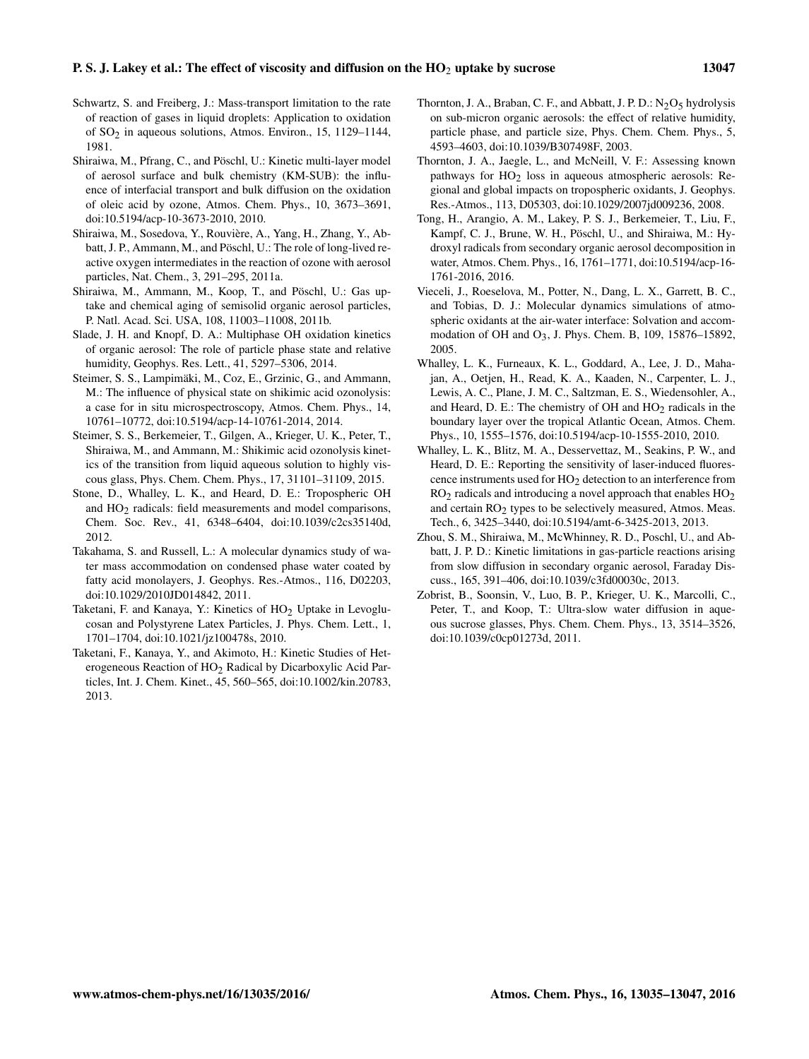Schwartz, S. and Freiberg, J.: Mass-transport limitation to the rate of reaction of gases in liquid droplets: Application to oxidation of $SO_2$ in aqueous solutions, Atmos. Environ., 15, 1129–1144, 1981.

Shiraiwa, M., Pfrang, C., and Pöschl, U.: Kinetic multi-layer model of aerosol surface and bulk chemistry (KM-SUB): the influence of interfacial transport and bulk diffusion on the oxidation of oleic acid by ozone, Atmos. Chem. Phys., 10, 3673–3691, doi:10.5194/acp-10-3673-2010, 2010.

Shiraiwa, M., Sosedova, Y., Rouvière, A., Yang, H., Zhang, Y., Abbatt, J. P., Ammann, M., and Pöschl, U.: The role of long-lived reactive oxygen intermediates in the reaction of ozone with aerosol particles, Nat. Chem., 3, 291–295, 2011a.

Shiraiwa, M., Ammann, M., Koop, T., and Pöschl, U.: Gas uptake and chemical aging of semisolid organic aerosol particles, P. Natl. Acad. Sci. USA, 108, 11003–11008, 2011b.

Slade, J. H. and Knopf, D. A.: Multiphase OH oxidation kinetics of organic aerosol: The role of particle phase state and relative humidity, Geophys. Res. Lett., 41, 5297–5306, 2014.

Steimer, S. S., Lampimäki, M., Coz, E., Grzinic, G., and Ammann, M.: The influence of physical state on shikimic acid ozonolysis: a case for in situ microspectroscopy, Atmos. Chem. Phys., 14, 10761–10772, doi:10.5194/acp-14-10761-2014, 2014.

Steimer, S. S., Berkemeier, T., Gilgen, A., Krieger, U. K., Peter, T., Shiraiwa, M., and Ammann, M.: Shikimic acid ozonolysis kinetics of the transition from liquid aqueous solution to highly viscous glass, Phys. Chem. Chem. Phys., 17, 31101–31109, 2015.

Stone, D., Whalley, L. K., and Heard, D. E.: Tropospheric OH and $HO_2$ radicals: field measurements and model comparisons, Chem. Soc. Rev., 41, 6348–6404, doi:10.1039/c2cs35140d, 2012.

Takahama, S. and Russell, L.: A molecular dynamics study of water mass accommodation on condensed phase water coated by fatty acid monolayers, J. Geophys. Res.-Atmos., 116, D02203, doi:10.1029/2010JD014842, 2011.

Taketani, F. and Kanaya, Y.: Kinetics of $HO_2$ Uptake in Levoglucosan and Polystyrene Latex Particles, J. Phys. Chem. Lett., 1, 1701–1704, doi:10.1021/jz100478s, 2010.

Taketani, F., Kanaya, Y., and Akimoto, H.: Kinetic Studies of Heterogeneous Reaction of $HO_2$ Radical by Dicarboxylic Acid Particles, Int. J. Chem. Kinet., 45, 560–565, doi:10.1002/kin.20783, 2013.

Thornton, J. A., Braban, C. F., and Abbatt, J. P. D.: $N_2O_5$ hydrolysis on sub-micron organic aerosols: the effect of relative humidity, particle phase, and particle size, Phys. Chem. Chem. Phys., 5, 4593–4603, doi:10.1039/B307498F, 2003.

Thornton, J. A., Jaegle, L., and McNeill, V. F.: Assessing known pathways for $HO_2$ loss in aqueous atmospheric aerosols: Regional and global impacts on tropospheric oxidants, J. Geophys. Res.-Atmos., 113, D05303, doi:10.1029/2007jd009236, 2008.

Tong, H., Arangio, A. M., Lakey, P. S. J., Berkemeier, T., Liu, F., Kampf, C. J., Brune, W. H., Pöschl, U., and Shiraiwa, M.: Hydroxyl radicals from secondary organic aerosol decomposition in water, Atmos. Chem. Phys., 16, 1761–1771, doi:10.5194/acp-16-1761-2016, 2016.

Vieceli, J., Roeselova, M., Potter, N., Dang, L. X., Garrett, B. C., and Tobias, D. J.: Molecular dynamics simulations of atmospheric oxidants at the air-water interface: Solvation and accommodation of OH and $O_3$, J. Phys. Chem. B, 109, 15876–15892, 2005.

Whalley, L. K., Furneaux, K. L., Goddard, A., Lee, J. D., Mahajan, A., Oetjen, H., Read, K. A., Kaaden, N., Carpenter, L. J., Lewis, A. C., Plane, J. M. C., Saltzman, E. S., Wiedensohler, A., and Heard, D. E.: The chemistry of OH and $HO_2$ radicals in the boundary layer over the tropical Atlantic Ocean, Atmos. Chem. Phys., 10, 1555–1576, doi:10.5194/acp-10-1555-2010, 2010.

Whalley, L. K., Blitz, M. A., Desservettaz, M., Seakins, P. W., and Heard, D. E.: Reporting the sensitivity of laser-induced fluorescence instruments used for $HO_2$ detection to an interference from $RO_2$ radicals and introducing a novel approach that enables $HO_2$ and certain $RO_2$ types to be selectively measured, Atmos. Meas. Tech., 6, 3425–3440, doi:10.5194/amt-6-3425-2013, 2013.

Zhou, S. M., Shiraiwa, M., McWhinney, R. D., Poschl, U., and Abbatt, J. P. D.: Kinetic limitations in gas-particle reactions arising from slow diffusion in secondary organic aerosol, Faraday Discuss., 165, 391–406, doi:10.1039/c3fd00030c, 2013.

Zobrist, B., Soonsin, V., Luo, B. P., Krieger, U. K., Marcolli, C., Peter, T., and Koop, T.: Ultra-slow water diffusion in aqueous sucrose glasses, Phys. Chem. Chem. Phys., 13, 3514–3526, doi:10.1039/c0cp01273d, 2011.